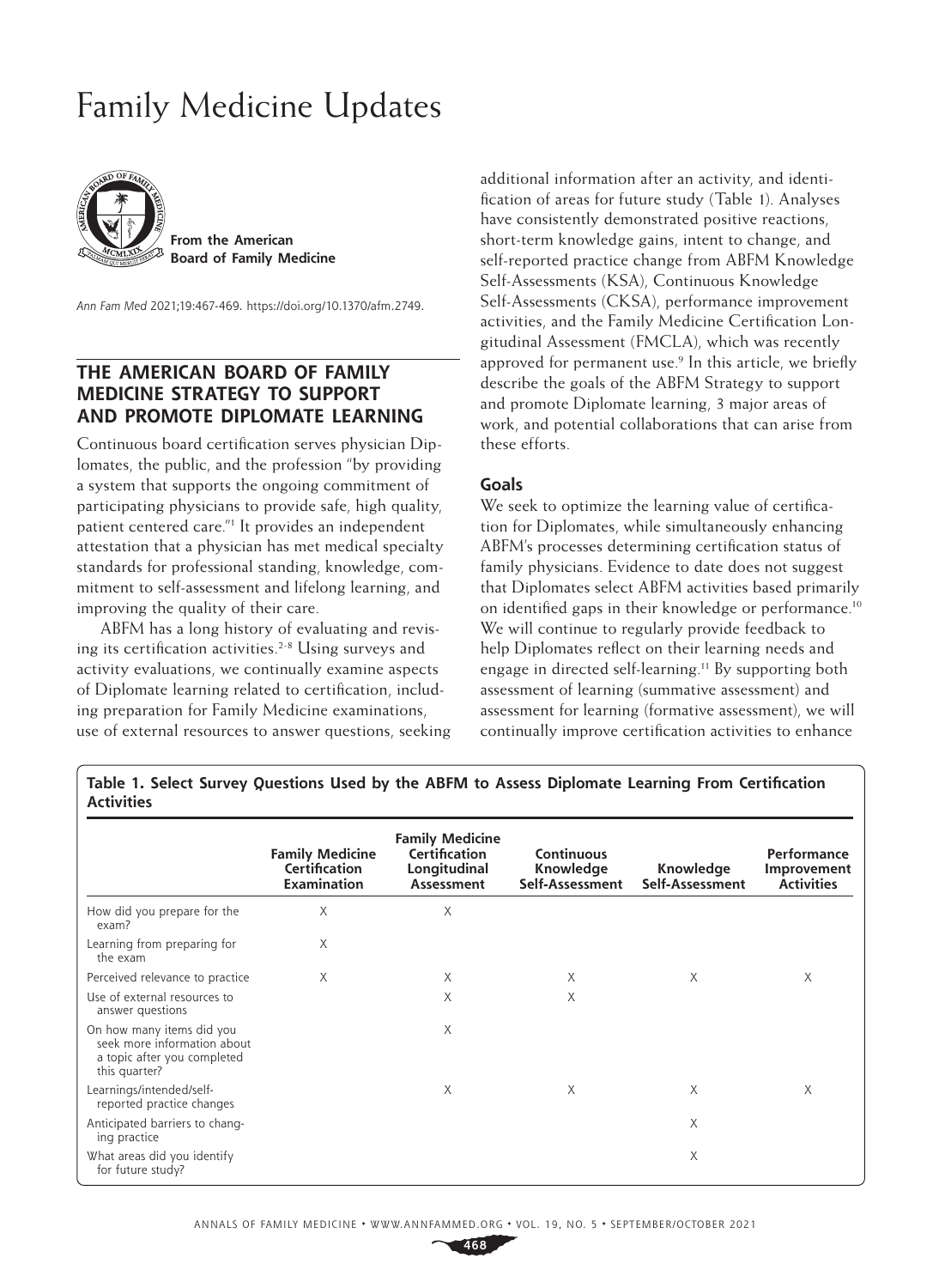# Family Medicine Updates

**From the American Board of Family Medicine**

*Ann Fam Med* 2021;19:467-469. https://doi.org/10.1370/afm.2749.

## THE AMERICAN BOARD OF FAMILY MEDICINE STRATEGY TO SUPPORT AND PROMOTE DIPLOMATE LEARNING

Continuous board certification serves physician Diplomates, the public, and the profession "by providing a system that supports the ongoing commitment of participating physicians to provide safe, high quality, patient centered care."[1] It provides an independent attestation that a physician has met medical specialty standards for professional standing, knowledge, commitment to self-assessment and lifelong learning, and improving the quality of their care.

ABFM has a long history of evaluating and revising its certification activities.[2-8] Using surveys and activity evaluations, we continually examine aspects of Diplomate learning related to certification, including preparation for Family Medicine examinations, use of external resources to answer questions, seeking additional information after an activity, and identification of areas for future study (Table 1). Analyses have consistently demonstrated positive reactions, short-term knowledge gains, intent to change, and self-reported practice change from ABFM Knowledge Self-Assessments (KSA), Continuous Knowledge Self-Assessments (CKSA), performance improvement activities, and the Family Medicine Certification Longitudinal Assessment (FMCLA), which was recently approved for permanent use.[9] In this article, we briefly describe the goals of the ABFM Strategy to support and promote Diplomate learning, 3 major areas of work, and potential collaborations that can arise from these efforts.

### Goals

We seek to optimize the learning value of certification for Diplomates, while simultaneously enhancing ABFM's processes determining certification status of family physicians. Evidence to date does not suggest that Diplomates select ABFM activities based primarily on identified gaps in their knowledge or performance.[10] We will continue to regularly provide feedback to help Diplomates reflect on their learning needs and engage in directed self-learning.[11] By supporting both assessment of learning (summative assessment) and assessment for learning (formative assessment), we will continually improve certification activities to enhance

**Table 1. Select Survey Questions Used by the ABFM to Assess Diplomate Learning From Certification Activities**

| | Family Medicine Certification Examination | Family Medicine Certification Longitudinal Assessment | Continuous Knowledge Self-Assessment | Knowledge Self-Assessment | Performance Improvement Activities |
|---|---|---|---|---|---|
| How did you prepare for the exam? | X | X | | | |
| Learning from preparing for the exam | X | | | | |
| Perceived relevance to practice | X | X | X | X | X |
| Use of external resources to answer questions | | X | X | | |
| On how many items did you seek more information about a topic after you completed this quarter? | | X | | | |
| Learnings/intended/self-reported practice changes | | X | X | X | X |
| Anticipated barriers to changing practice | | | | X | |
| What areas did you identify for future study? | | | | X | |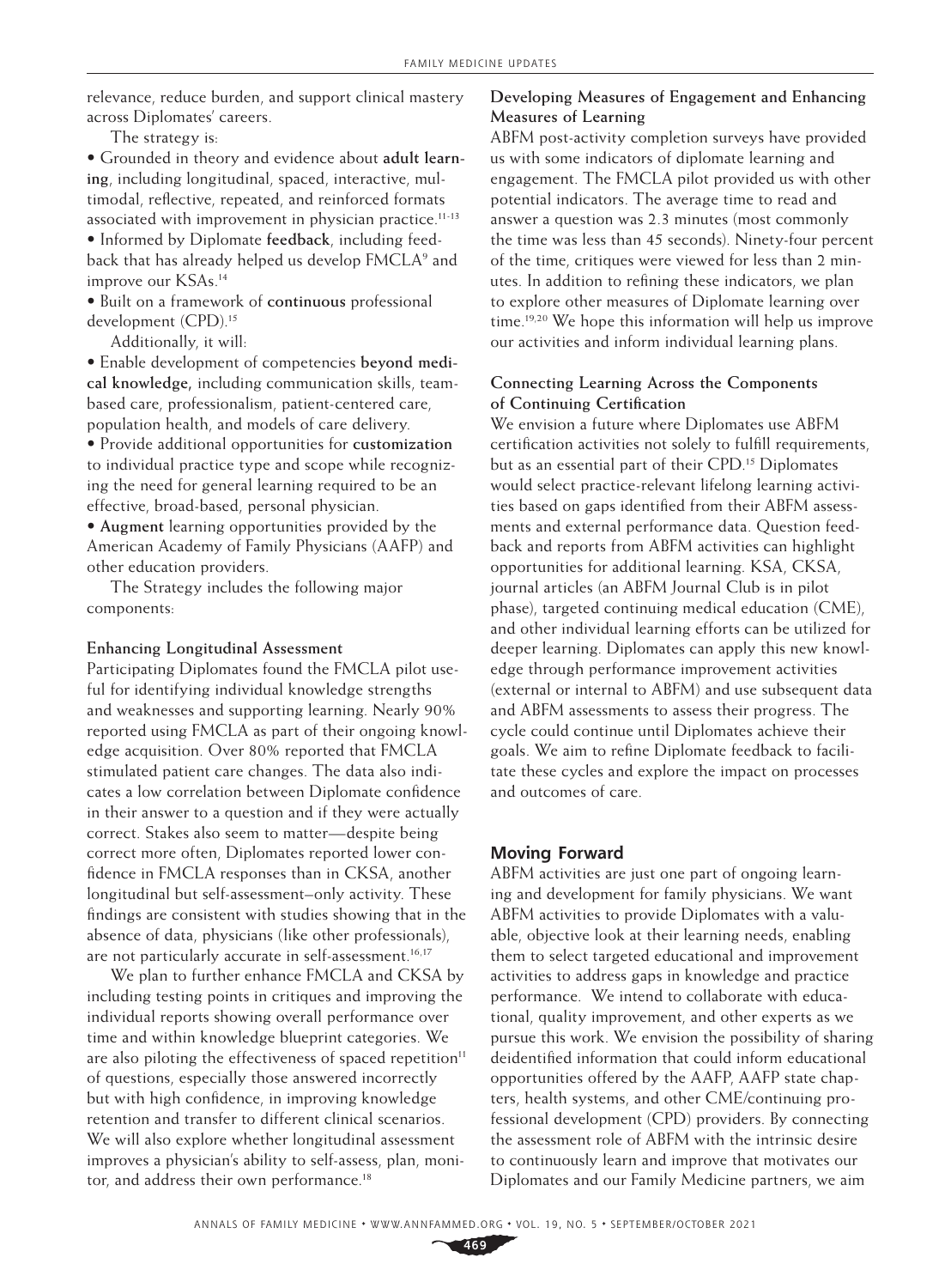relevance, reduce burden, and support clinical mastery across Diplomates' careers.

The strategy is:

- Grounded in theory and evidence about **adult learning**, including longitudinal, spaced, interactive, multimodal, reflective, repeated, and reinforced formats associated with improvement in physician practice.[11-13]
- Informed by Diplomate **feedback**, including feedback that has already helped us develop FMCLA[9] and improve our KSAs.[14]
- Built on a framework of **continuous** professional development (CPD).[15]

Additionally, it will:

- Enable development of competencies **beyond medical knowledge,** including communication skills, team-based care, professionalism, patient-centered care, population health, and models of care delivery.
- Provide additional opportunities for **customization** to individual practice type and scope while recognizing the need for general learning required to be an effective, broad-based, personal physician.
- **Augment** learning opportunities provided by the American Academy of Family Physicians (AAFP) and other education providers.

The Strategy includes the following major components:

### Enhancing Longitudinal Assessment

Participating Diplomates found the FMCLA pilot useful for identifying individual knowledge strengths and weaknesses and supporting learning. Nearly 90% reported using FMCLA as part of their ongoing knowledge acquisition. Over 80% reported that FMCLA stimulated patient care changes. The data also indicates a low correlation between Diplomate confidence in their answer to a question and if they were actually correct. Stakes also seem to matter—despite being correct more often, Diplomates reported lower confidence in FMCLA responses than in CKSA, another longitudinal but self-assessment–only activity. These findings are consistent with studies showing that in the absence of data, physicians (like other professionals), are not particularly accurate in self-assessment.[16,17]

We plan to further enhance FMCLA and CKSA by including testing points in critiques and improving the individual reports showing overall performance over time and within knowledge blueprint categories. We are also piloting the effectiveness of spaced repetition[11] of questions, especially those answered incorrectly but with high confidence, in improving knowledge retention and transfer to different clinical scenarios. We will also explore whether longitudinal assessment improves a physician's ability to self-assess, plan, monitor, and address their own performance.[18]

### Developing Measures of Engagement and Enhancing Measures of Learning

ABFM post-activity completion surveys have provided us with some indicators of diplomate learning and engagement. The FMCLA pilot provided us with other potential indicators. The average time to read and answer a question was 2.3 minutes (most commonly the time was less than 45 seconds). Ninety-four percent of the time, critiques were viewed for less than 2 minutes. In addition to refining these indicators, we plan to explore other measures of Diplomate learning over time.[19,20] We hope this information will help us improve our activities and inform individual learning plans.

### Connecting Learning Across the Components of Continuing Certification

We envision a future where Diplomates use ABFM certification activities not solely to fulfill requirements, but as an essential part of their CPD.[15] Diplomates would select practice-relevant lifelong learning activities based on gaps identified from their ABFM assessments and external performance data. Question feedback and reports from ABFM activities can highlight opportunities for additional learning. KSA, CKSA, journal articles (an ABFM Journal Club is in pilot phase), targeted continuing medical education (CME), and other individual learning efforts can be utilized for deeper learning. Diplomates can apply this new knowledge through performance improvement activities (external or internal to ABFM) and use subsequent data and ABFM assessments to assess their progress. The cycle could continue until Diplomates achieve their goals. We aim to refine Diplomate feedback to facilitate these cycles and explore the impact on processes and outcomes of care.

## Moving Forward

ABFM activities are just one part of ongoing learning and development for family physicians. We want ABFM activities to provide Diplomates with a valuable, objective look at their learning needs, enabling them to select targeted educational and improvement activities to address gaps in knowledge and practice performance. We intend to collaborate with educational, quality improvement, and other experts as we pursue this work. We envision the possibility of sharing deidentified information that could inform educational opportunities offered by the AAFP, AAFP state chapters, health systems, and other CME/continuing professional development (CPD) providers. By connecting the assessment role of ABFM with the intrinsic desire to continuously learn and improve that motivates our Diplomates and our Family Medicine partners, we aim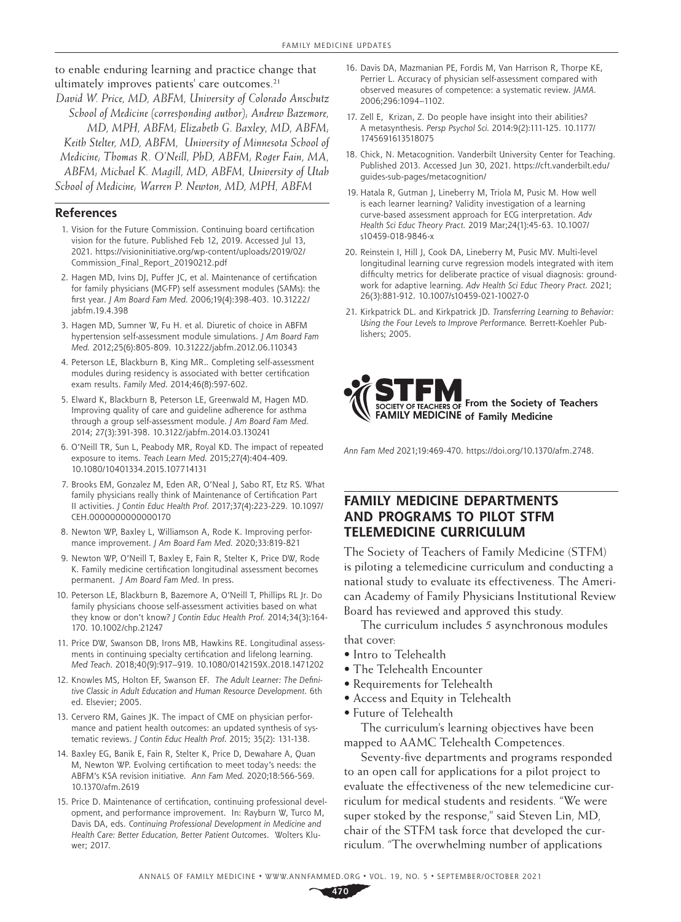to enable enduring learning and practice change that ultimately improves patients' care outcomes.[21]

*David W. Price, MD, ABFM, University of Colorado Anschutz School of Medicine (corresponding author); Andrew Bazemore, MD, MPH, ABFM; Elizabeth G. Baxley, MD, ABFM; Keith Stelter, MD, ABFM, University of Minnesota School of Medicine; Thomas R. O'Neill, PhD, ABFM; Roger Fain, MA, ABFM; Michael K. Magill, MD, ABFM, University of Utah School of Medicine; Warren P. Newton, MD, MPH, ABFM*

## References

1. Vision for the Future Commission. Continuing board certification vision for the future. Published Feb 12, 2019. Accessed Jul 13, 2021. https://visioninitiative.org/wp-content/uploads/2019/02/Commission_Final_Report_20190212.pdf
2. Hagen MD, Ivins DJ, Puffer JC, et al. Maintenance of certification for family physicians (MC-FP) self assessment modules (SAMs): the first year. *J Am Board Fam Med.* 2006;19(4):398-403. 10.31222/jabfm.19.4.398
3. Hagen MD, Sumner W, Fu H. et al. Diuretic of choice in ABFM hypertension self-assessment module simulations. *J Am Board Fam Med.* 2012;25(6):805-809. 10.31222/jabfm.2012.06.110343
4. Peterson LE, Blackburn B, King MR.. Completing self-assessment modules during residency is associated with better certification exam results. *Family Med.* 2014;46(8):597-602.
5. Elward K, Blackburn B, Peterson LE, Greenwald M, Hagen MD. Improving quality of care and guideline adherence for asthma through a group self-assessment module. *J Am Board Fam Med.* 2014; 27(3):391-398. 10.3122/jabfm.2014.03.130241
6. O'Neill TR, Sun L, Peabody MR, Royal KD. The impact of repeated exposure to items. *Teach Learn Med.* 2015;27(4):404-409. 10.1080/10401334.2015.107714131
7. Brooks EM, Gonzalez M, Eden AR, O'Neal J, Sabo RT, Etz RS. What family physicians really think of Maintenance of Certification Part II activities. *J Contin Educ Health Prof.* 2017;37(4):223-229. 10.1097/CEH.0000000000000170
8. Newton WP, Baxley L, Williamson A, Rode K. Improving performance improvement. *J Am Board Fam Med.* 2020;33:819-821
9. Newton WP, O'Neill T, Baxley E, Fain R, Stelter K, Price DW, Rode K. Family medicine certification longitudinal assessment becomes permanent. *J Am Board Fam Med.* In press.
10. Peterson LE, Blackburn B, Bazemore A, O'Neill T, Phillips RL Jr. Do family physicians choose self-assessment activities based on what they know or don't know? *J Contin Educ Health Prof.* 2014;34(3):164-170. 10.1002/chp.21247
11. Price DW, Swanson DB, Irons MB, Hawkins RE. Longitudinal assessments in continuing specialty certification and lifelong learning. *Med Teach.* 2018;40(9):917–919. 10.1080/0142159X.2018.1471202
12. Knowles MS, Holton EF, Swanson EF. *The Adult Learner: The Definitive Classic in Adult Education and Human Resource Development.* 6th ed. Elsevier; 2005.
13. Cervero RM, Gaines JK. The impact of CME on physician performance and patient health outcomes: an updated synthesis of systematic reviews. *J Contin Educ Health Prof.* 2015; 35(2): 131-138.
14. Baxley EG, Banik E, Fain R, Stelter K, Price D, Dewahare A, Quan M, Newton WP. Evolving certification to meet today's needs: the ABFM's KSA revision initiative. *Ann Fam Med.* 2020;18:566-569. 10.1370/afm.2619
15. Price D. Maintenance of certification, continuing professional development, and performance improvement. In: Rayburn W, Turco M, Davis DA, eds. *Continuing Professional Development in Medicine and Health Care: Better Education, Better Patient Outcomes.* Wolters Kluwer; 2017.
16. Davis DA, Mazmanian PE, Fordis M, Van Harrison R, Thorpe KE, Perrier L. Accuracy of physician self-assessment compared with observed measures of competence: a systematic review. *JAMA.* 2006;296:1094–1102.
17. Zell E, Krizan, Z. Do people have insight into their abilities? A metasynthesis. *Persp Psychol Sci.* 2014:9(2):111-125. 10.1177/1745691613518075
18. Chick, N. Metacognition. Vanderbilt University Center for Teaching. Published 2013. Accessed Jun 30, 2021. https://cft.vanderbilt.edu/guides-sub-pages/metacognition/
19. Hatala R, Gutman J, Lineberry M, Triola M, Pusic M. How well is each learner learning? Validity investigation of a learning curve-based assessment approach for ECG interpretation. *Adv Health Sci Educ Theory Pract.* 2019 Mar;24(1):45-63. 10.1007/s10459-018-9846-x
20. Reinstein I, Hill J, Cook DA, Lineberry M, Pusic MV. Multi-level longitudinal learning curve regression models integrated with item difficulty metrics for deliberate practice of visual diagnosis: groundwork for adaptive learning. *Adv Health Sci Educ Theory Pract.* 2021; 26(3):881-912. 10.1007/s10459-021-10027-0
21. Kirkpatrick DL. and Kirkpatrick JD. *Transferring Learning to Behavior: Using the Four Levels to Improve Performance.* Berrett-Koehler Publishers; 2005.

STFM SOCIETY OF TEACHERS OF FAMILY MEDICINE **From the Society of Teachers of Family Medicine**

*Ann Fam Med* 2021;19:469-470. https://doi.org/10.1370/afm.2748.

## FAMILY MEDICINE DEPARTMENTS AND PROGRAMS TO PILOT STFM TELEMEDICINE CURRICULUM

The Society of Teachers of Family Medicine (STFM) is piloting a telemedicine curriculum and conducting a national study to evaluate its effectiveness. The American Academy of Family Physicians Institutional Review Board has reviewed and approved this study.

The curriculum includes 5 asynchronous modules that cover:

- Intro to Telehealth
- The Telehealth Encounter
- Requirements for Telehealth
- Access and Equity in Telehealth
- Future of Telehealth

The curriculum's learning objectives have been mapped to AAMC Telehealth Competences.

Seventy-five departments and programs responded to an open call for applications for a pilot project to evaluate the effectiveness of the new telemedicine curriculum for medical students and residents. "We were super stoked by the response," said Steven Lin, MD, chair of the STFM task force that developed the curriculum. "The overwhelming number of applications